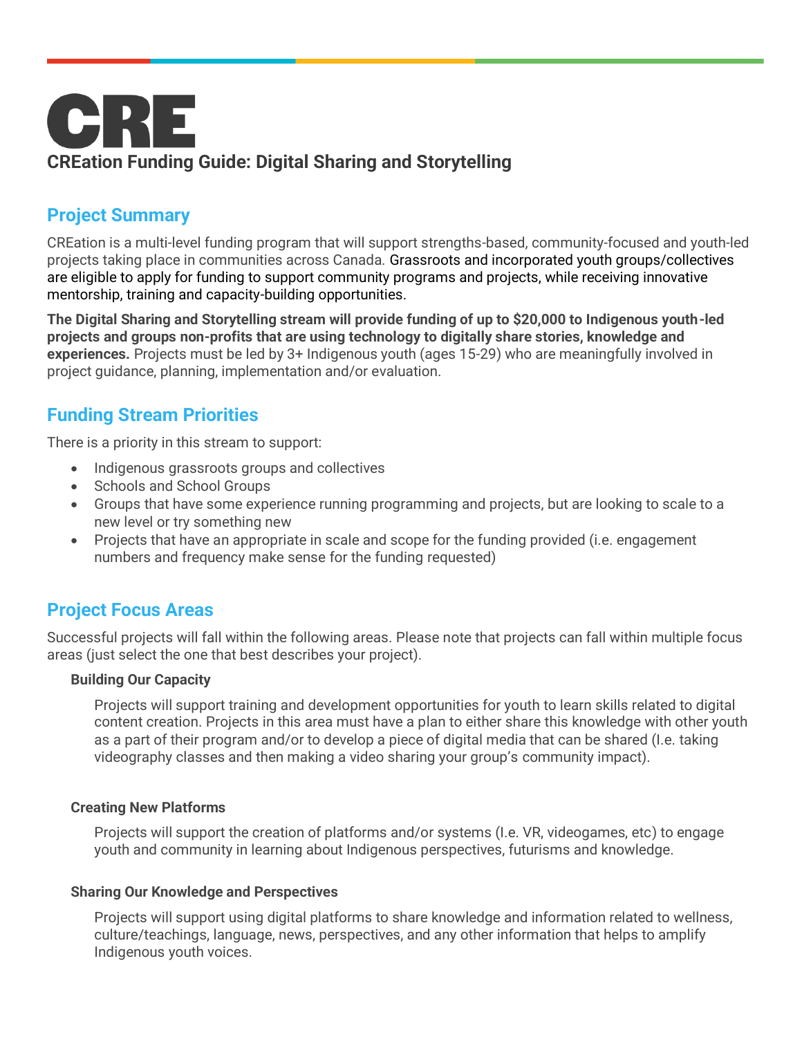# CRE

## CREation Funding Guide: Digital Sharing and Storytelling

### Project Summary

CREation is a multi-level funding program that will support strengths-based, community-focused and youth-led projects taking place in communities across Canada. Grassroots and incorporated youth groups/collectives are eligible to apply for funding to support community programs and projects, while receiving innovative mentorship, training and capacity-building opportunities.

**The Digital Sharing and Storytelling stream will provide funding of up to $20,000 to Indigenous youth-led projects and groups non-profits that are using technology to digitally share stories, knowledge and experiences.** Projects must be led by 3+ Indigenous youth (ages 15-29) who are meaningfully involved in project guidance, planning, implementation and/or evaluation.

### Funding Stream Priorities

There is a priority in this stream to support:

- Indigenous grassroots groups and collectives
- Schools and School Groups
- Groups that have some experience running programming and projects, but are looking to scale to a new level or try something new
- Projects that have an appropriate in scale and scope for the funding provided (i.e. engagement numbers and frequency make sense for the funding requested)

### Project Focus Areas

Successful projects will fall within the following areas. Please note that projects can fall within multiple focus areas (just select the one that best describes your project).

#### Building Our Capacity

Projects will support training and development opportunities for youth to learn skills related to digital content creation. Projects in this area must have a plan to either share this knowledge with other youth as a part of their program and/or to develop a piece of digital media that can be shared (I.e. taking videography classes and then making a video sharing your group's community impact).

#### Creating New Platforms

Projects will support the creation of platforms and/or systems (I.e. VR, videogames, etc) to engage youth and community in learning about Indigenous perspectives, futurisms and knowledge.

#### Sharing Our Knowledge and Perspectives

Projects will support using digital platforms to share knowledge and information related to wellness, culture/teachings, language, news, perspectives, and any other information that helps to amplify Indigenous youth voices.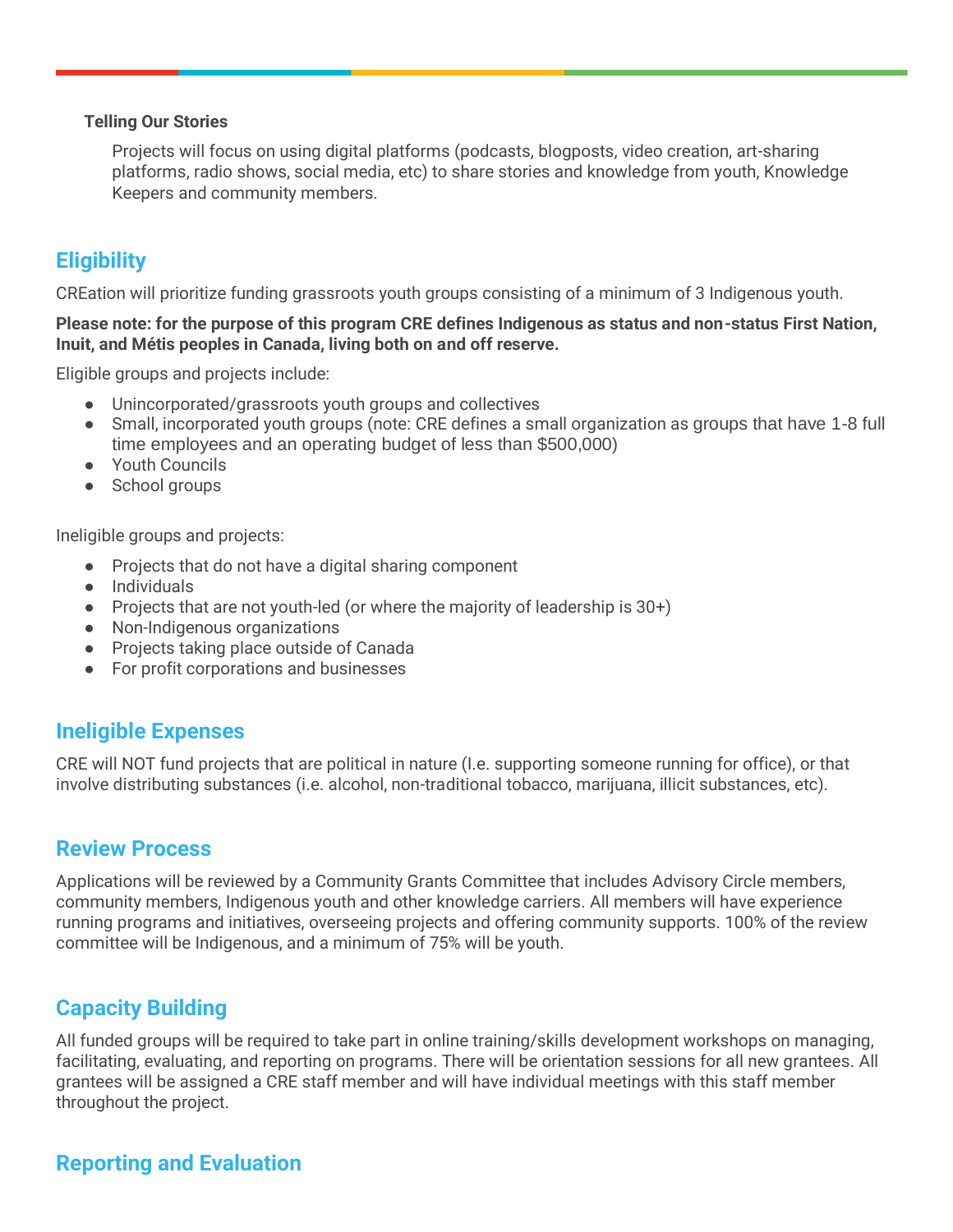**Telling Our Stories**

Projects will focus on using digital platforms (podcasts, blogposts, video creation, art-sharing platforms, radio shows, social media, etc) to share stories and knowledge from youth, Knowledge Keepers and community members.

## Eligibility

CREation will prioritize funding grassroots youth groups consisting of a minimum of 3 Indigenous youth.

**Please note: for the purpose of this program CRE defines Indigenous as status and non-status First Nation, Inuit, and Métis peoples in Canada, living both on and off reserve.**

Eligible groups and projects include:

- Unincorporated/grassroots youth groups and collectives
- Small, incorporated youth groups (note: CRE defines a small organization as groups that have 1-8 full time employees and an operating budget of less than $500,000)
- Youth Councils
- School groups

Ineligible groups and projects:

- Projects that do not have a digital sharing component
- Individuals
- Projects that are not youth-led (or where the majority of leadership is 30+)
- Non-Indigenous organizations
- Projects taking place outside of Canada
- For profit corporations and businesses

## Ineligible Expenses

CRE will NOT fund projects that are political in nature (I.e. supporting someone running for office), or that involve distributing substances (i.e. alcohol, non-traditional tobacco, marijuana, illicit substances, etc).

## Review Process

Applications will be reviewed by a Community Grants Committee that includes Advisory Circle members, community members, Indigenous youth and other knowledge carriers. All members will have experience running programs and initiatives, overseeing projects and offering community supports. 100% of the review committee will be Indigenous, and a minimum of 75% will be youth.

## Capacity Building

All funded groups will be required to take part in online training/skills development workshops on managing, facilitating, evaluating, and reporting on programs. There will be orientation sessions for all new grantees. All grantees will be assigned a CRE staff member and will have individual meetings with this staff member throughout the project.

## Reporting and Evaluation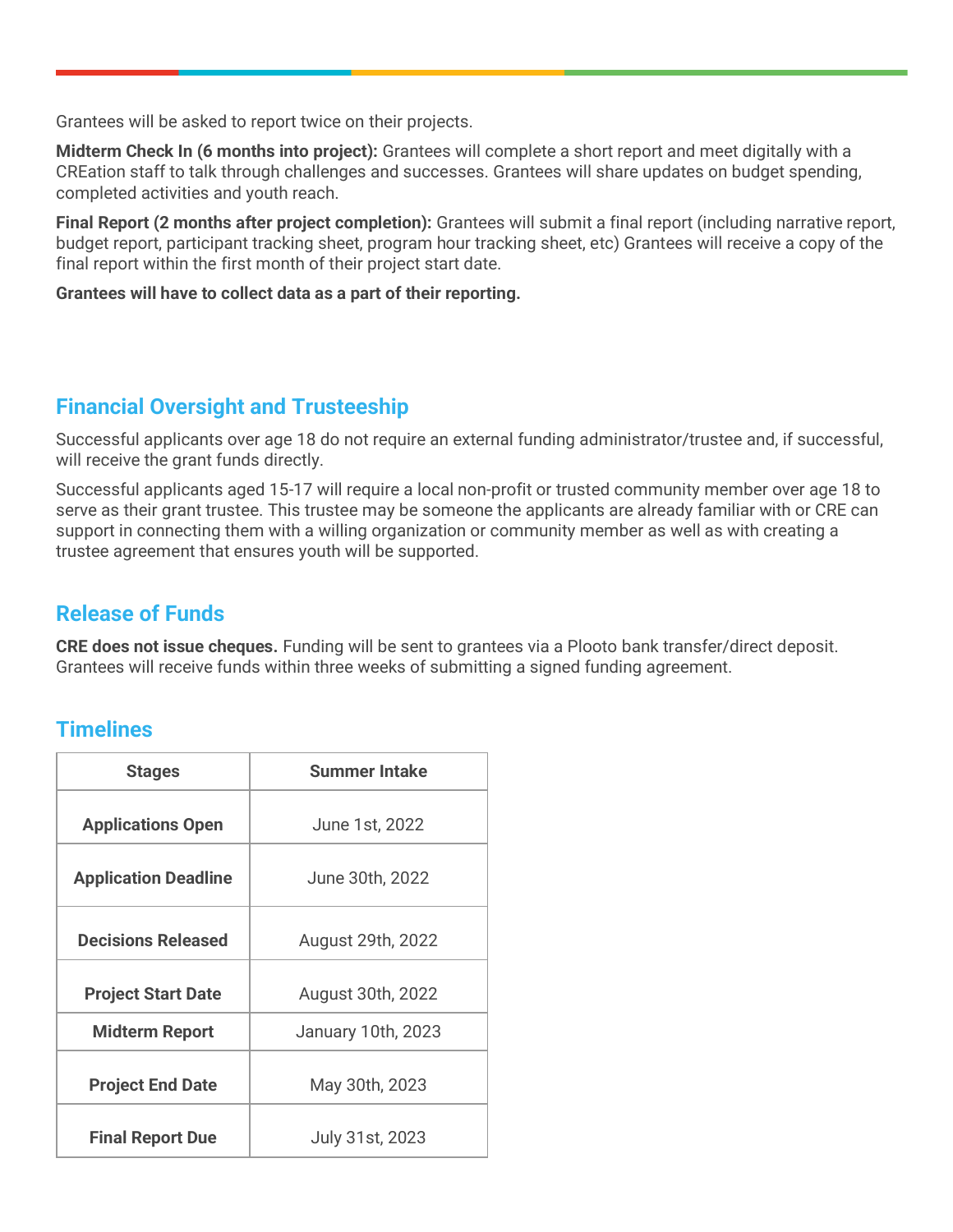Grantees will be asked to report twice on their projects.

**Midterm Check In (6 months into project):** Grantees will complete a short report and meet digitally with a CREation staff to talk through challenges and successes. Grantees will share updates on budget spending, completed activities and youth reach.

**Final Report (2 months after project completion):** Grantees will submit a final report (including narrative report, budget report, participant tracking sheet, program hour tracking sheet, etc) Grantees will receive a copy of the final report within the first month of their project start date.

**Grantees will have to collect data as a part of their reporting.**

## Financial Oversight and Trusteeship

Successful applicants over age 18 do not require an external funding administrator/trustee and, if successful, will receive the grant funds directly.

Successful applicants aged 15-17 will require a local non-profit or trusted community member over age 18 to serve as their grant trustee. This trustee may be someone the applicants are already familiar with or CRE can support in connecting them with a willing organization or community member as well as with creating a trustee agreement that ensures youth will be supported.

## Release of Funds

**CRE does not issue cheques.** Funding will be sent to grantees via a Plooto bank transfer/direct deposit. Grantees will receive funds within three weeks of submitting a signed funding agreement.

## Timelines

| Stages | Summer Intake |
|---|---|
| **Applications Open** | June 1st, 2022 |
| **Application Deadline** | June 30th, 2022 |
| **Decisions Released** | August 29th, 2022 |
| **Project Start Date** | August 30th, 2022 |
| **Midterm Report** | January 10th, 2023 |
| **Project End Date** | May 30th, 2023 |
| **Final Report Due** | July 31st, 2023 |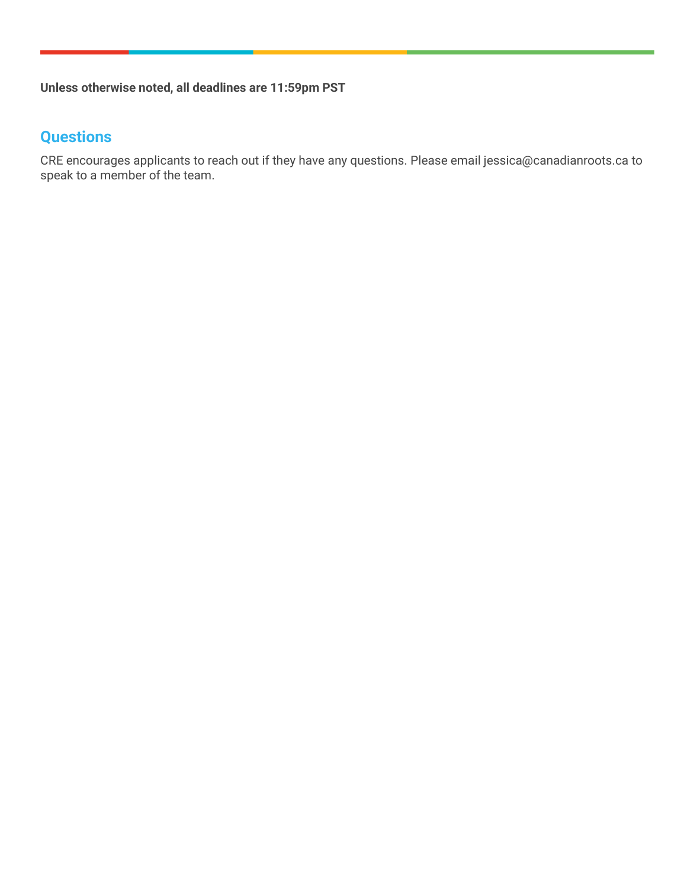**Unless otherwise noted, all deadlines are 11:59pm PST**

## Questions

CRE encourages applicants to reach out if they have any questions. Please email jessica@canadianroots.ca to speak to a member of the team.